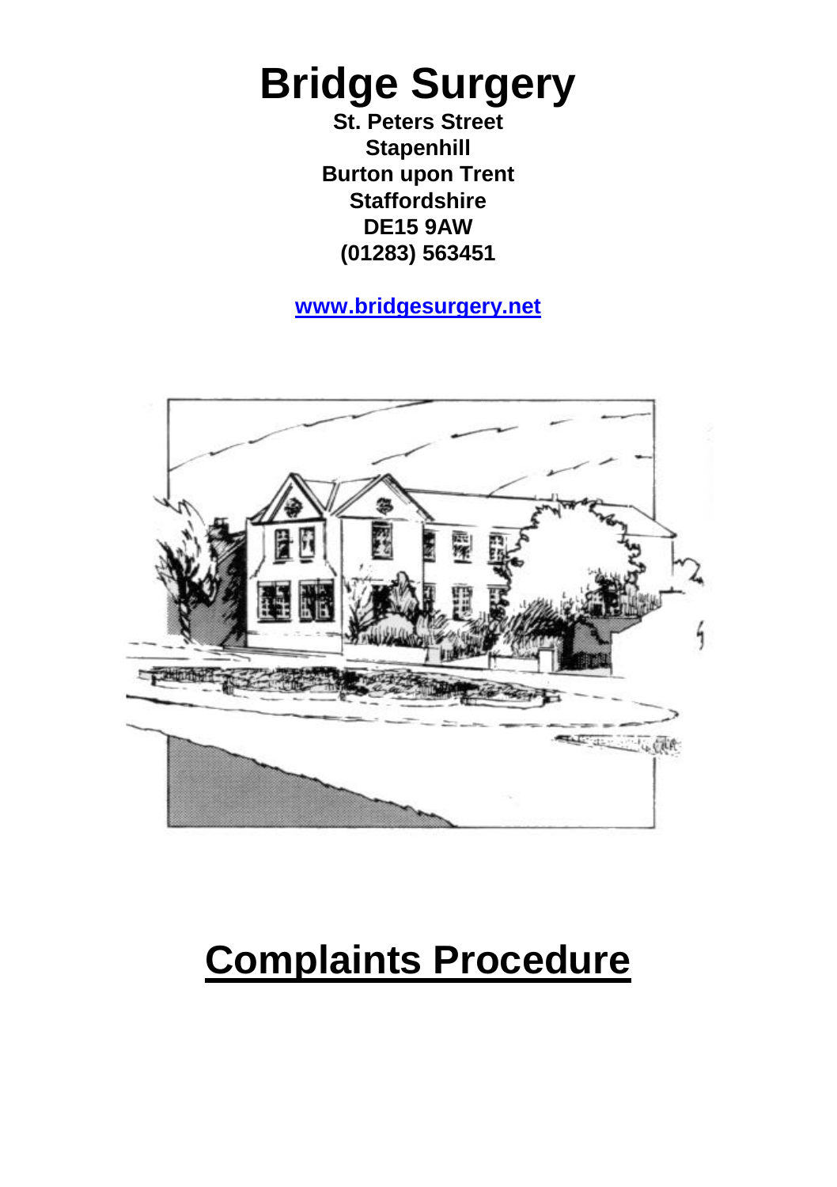# Bridge Surgery

**St. Peters Street**
**Stapenhill**
**Burton upon Trent**
**Staffordshire**
**DE15 9AW**
**(01283) 563451**

**www.bridgesurgery.net**

# Complaints Procedure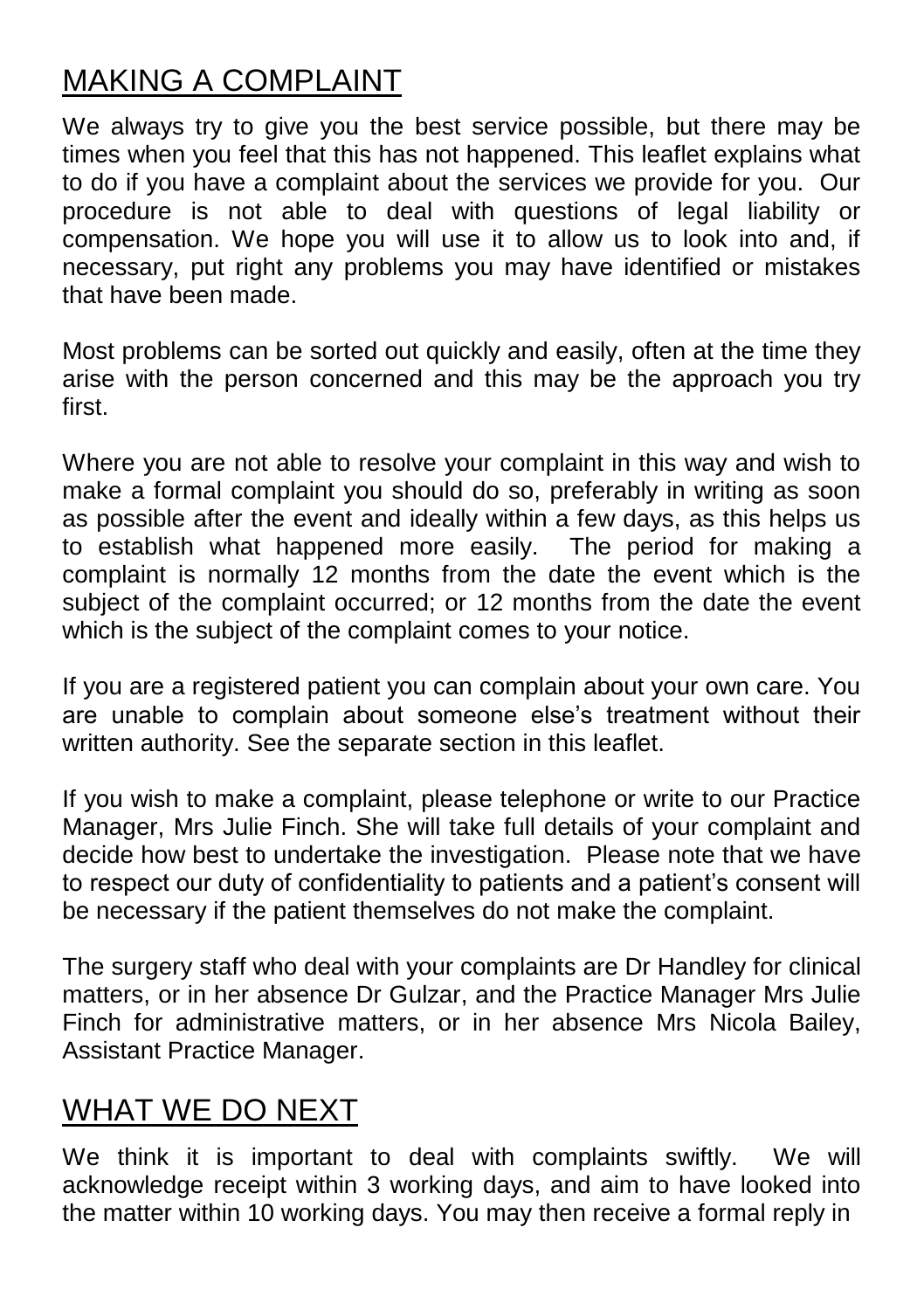## MAKING A COMPLAINT

We always try to give you the best service possible, but there may be times when you feel that this has not happened. This leaflet explains what to do if you have a complaint about the services we provide for you. Our procedure is not able to deal with questions of legal liability or compensation. We hope you will use it to allow us to look into and, if necessary, put right any problems you may have identified or mistakes that have been made.

Most problems can be sorted out quickly and easily, often at the time they arise with the person concerned and this may be the approach you try first.

Where you are not able to resolve your complaint in this way and wish to make a formal complaint you should do so, preferably in writing as soon as possible after the event and ideally within a few days, as this helps us to establish what happened more easily. The period for making a complaint is normally 12 months from the date the event which is the subject of the complaint occurred; or 12 months from the date the event which is the subject of the complaint comes to your notice.

If you are a registered patient you can complain about your own care. You are unable to complain about someone else's treatment without their written authority. See the separate section in this leaflet.

If you wish to make a complaint, please telephone or write to our Practice Manager, Mrs Julie Finch. She will take full details of your complaint and decide how best to undertake the investigation. Please note that we have to respect our duty of confidentiality to patients and a patient's consent will be necessary if the patient themselves do not make the complaint.

The surgery staff who deal with your complaints are Dr Handley for clinical matters, or in her absence Dr Gulzar, and the Practice Manager Mrs Julie Finch for administrative matters, or in her absence Mrs Nicola Bailey, Assistant Practice Manager.

## WHAT WE DO NEXT

We think it is important to deal with complaints swiftly. We will acknowledge receipt within 3 working days, and aim to have looked into the matter within 10 working days. You may then receive a formal reply in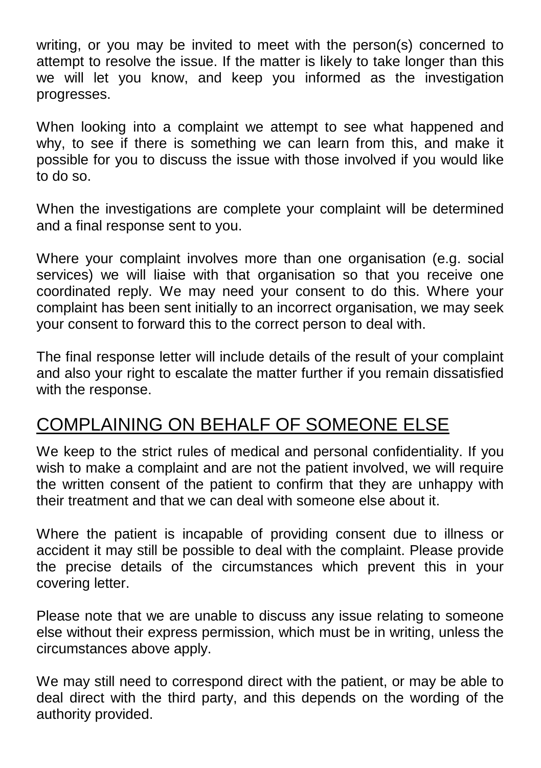writing, or you may be invited to meet with the person(s) concerned to attempt to resolve the issue. If the matter is likely to take longer than this we will let you know, and keep you informed as the investigation progresses.

When looking into a complaint we attempt to see what happened and why, to see if there is something we can learn from this, and make it possible for you to discuss the issue with those involved if you would like to do so.

When the investigations are complete your complaint will be determined and a final response sent to you.

Where your complaint involves more than one organisation (e.g. social services) we will liaise with that organisation so that you receive one coordinated reply. We may need your consent to do this. Where your complaint has been sent initially to an incorrect organisation, we may seek your consent to forward this to the correct person to deal with.

The final response letter will include details of the result of your complaint and also your right to escalate the matter further if you remain dissatisfied with the response.

## COMPLAINING ON BEHALF OF SOMEONE ELSE

We keep to the strict rules of medical and personal confidentiality. If you wish to make a complaint and are not the patient involved, we will require the written consent of the patient to confirm that they are unhappy with their treatment and that we can deal with someone else about it.

Where the patient is incapable of providing consent due to illness or accident it may still be possible to deal with the complaint. Please provide the precise details of the circumstances which prevent this in your covering letter.

Please note that we are unable to discuss any issue relating to someone else without their express permission, which must be in writing, unless the circumstances above apply.

We may still need to correspond direct with the patient, or may be able to deal direct with the third party, and this depends on the wording of the authority provided.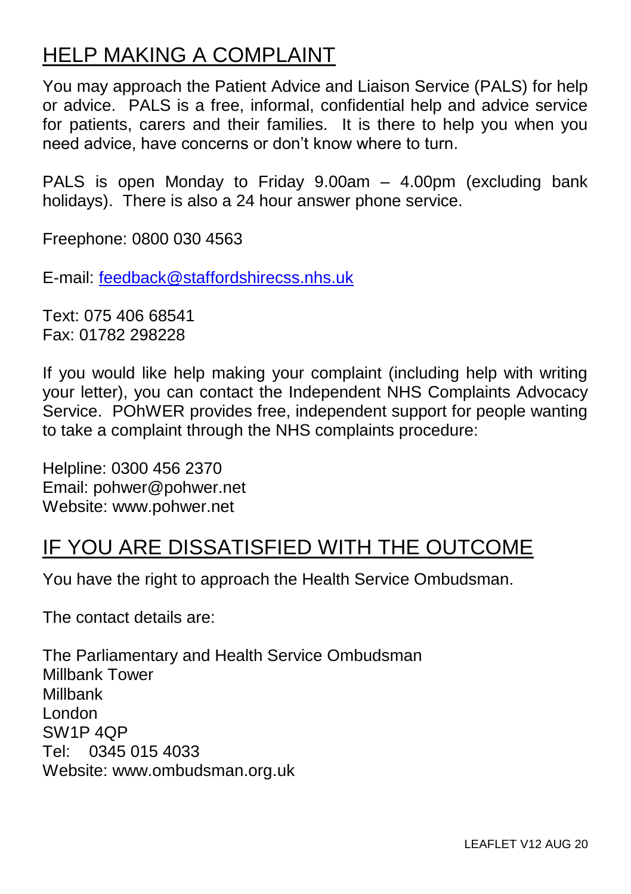## HELP MAKING A COMPLAINT

You may approach the Patient Advice and Liaison Service (PALS) for help or advice. PALS is a free, informal, confidential help and advice service for patients, carers and their families. It is there to help you when you need advice, have concerns or don't know where to turn.

PALS is open Monday to Friday 9.00am – 4.00pm (excluding bank holidays). There is also a 24 hour answer phone service.

Freephone: 0800 030 4563

E-mail: feedback@staffordshirecss.nhs.uk

Text: 075 406 68541
Fax: 01782 298228

If you would like help making your complaint (including help with writing your letter), you can contact the Independent NHS Complaints Advocacy Service. POhWER provides free, independent support for people wanting to take a complaint through the NHS complaints procedure:

Helpline: 0300 456 2370
Email: pohwer@pohwer.net
Website: www.pohwer.net

## IF YOU ARE DISSATISFIED WITH THE OUTCOME

You have the right to approach the Health Service Ombudsman.

The contact details are:

The Parliamentary and Health Service Ombudsman
Millbank Tower
Millbank
London
SW1P 4QP
Tel: 0345 015 4033
Website: www.ombudsman.org.uk

LEAFLET V12 AUG 20